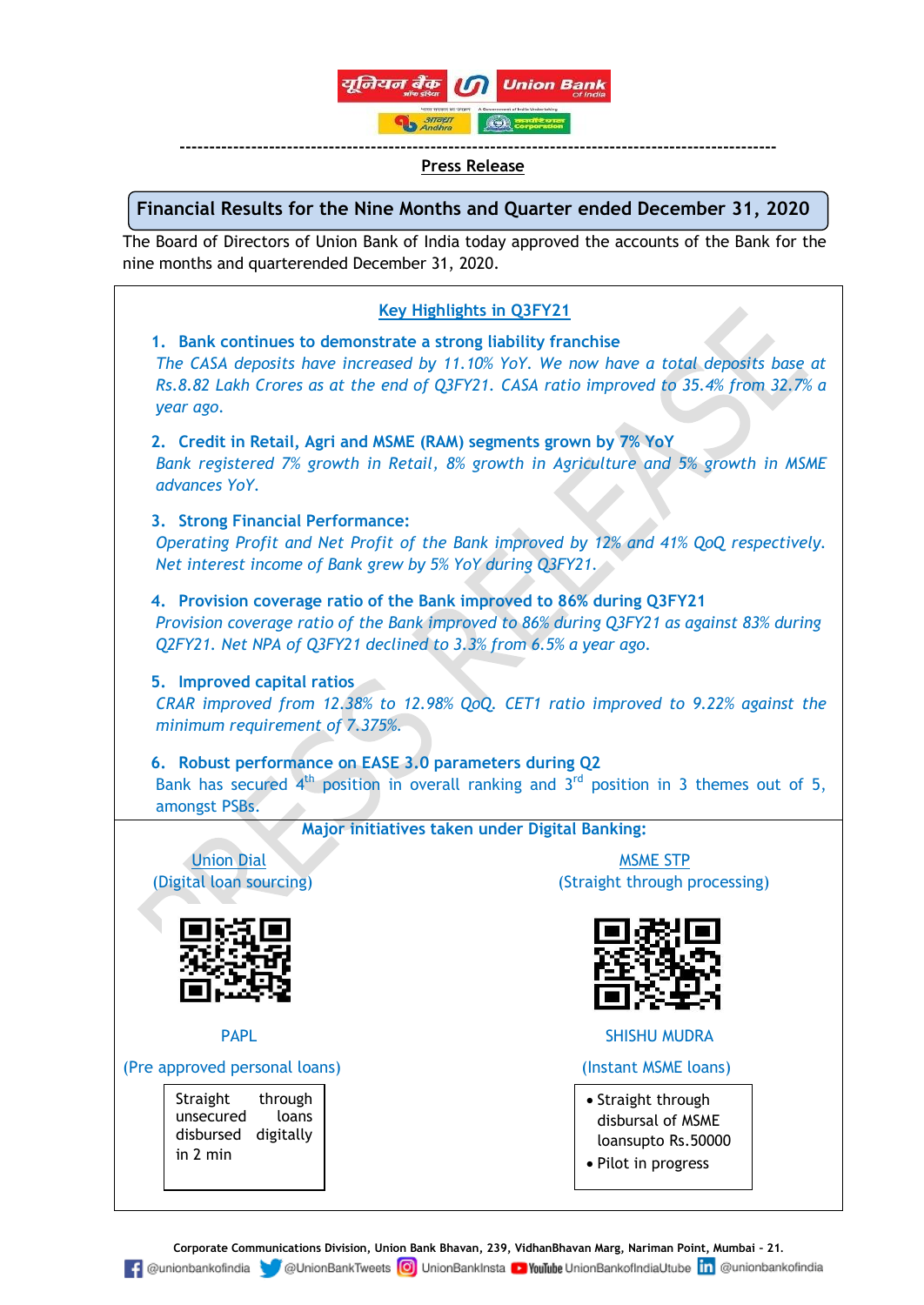**Press Release**

## Financial Results for the Nine Months and Quarter ended December 31, 2020

The Board of Directors of Union Bank of India today approved the accounts of the Bank for the nine months and quarterended December 31, 2020.

### Key Highlights in Q3FY21

1. **Bank continues to demonstrate a strong liability franchise**
   *The CASA deposits have increased by 11.10% YoY. We now have a total deposits base at Rs.8.82 Lakh Crores as at the end of Q3FY21. CASA ratio improved to 35.4% from 32.7% a year ago.*

2. **Credit in Retail, Agri and MSME (RAM) segments grown by 7% YoY**
   *Bank registered 7% growth in Retail, 8% growth in Agriculture and 5% growth in MSME advances YoY.*

3. **Strong Financial Performance:**
   *Operating Profit and Net Profit of the Bank improved by 12% and 41% QoQ respectively. Net interest income of Bank grew by 5% YoY during Q3FY21.*

4. **Provision coverage ratio of the Bank improved to 86% during Q3FY21**
   *Provision coverage ratio of the Bank improved to 86% during Q3FY21 as against 83% during Q2FY21. Net NPA of Q3FY21 declined to 3.3% from 6.5% a year ago.*

5. **Improved capital ratios**
   *CRAR improved from 12.38% to 12.98% QoQ. CET1 ratio improved to 9.22% against the minimum requirement of 7.375%.*

6. **Robust performance on EASE 3.0 parameters during Q2**
   Bank has secured 4th position in overall ranking and 3rd position in 3 themes out of 5, amongst PSBs.

### Major initiatives taken under Digital Banking:

**Union Dial**
(Digital loan sourcing)

**MSME STP**
(Straight through processing)

**PAPL**
(Pre approved personal loans)

Straight through unsecured loans disbursed digitally in 2 min

**SHISHU MUDRA**
(Instant MSME loans)

- Straight through disbursal of MSME loansupto Rs.50000
- Pilot in progress

Corporate Communications Division, Union Bank Bhavan, 239, VidhanBhavan Marg, Nariman Point, Mumbai – 21.

@unionbankofindia @UnionBankTweets UnionBankInsta UnionBankofIndiaUtube @unionbankofindia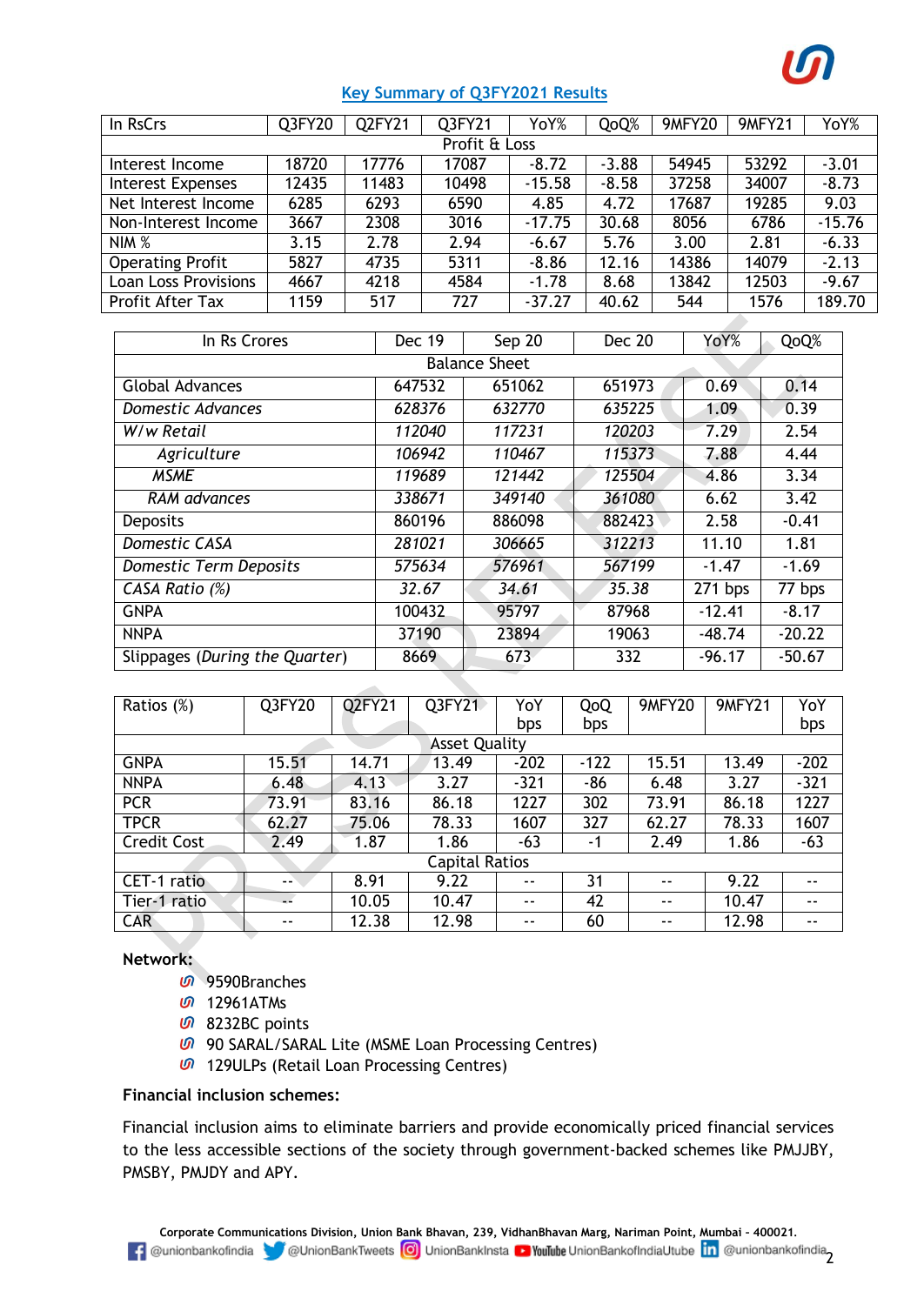## Key Summary of Q3FY2021 Results

| In RsCrs | Q3FY20 | Q2FY21 | Q3FY21 | YoY% | QoQ% | 9MFY20 | 9MFY21 | YoY% |
|---|---|---|---|---|---|---|---|---|
| Profit & Loss | | | | | | | | |
| Interest Income | 18720 | 17776 | 17087 | -8.72 | -3.88 | 54945 | 53292 | -3.01 |
| Interest Expenses | 12435 | 11483 | 10498 | -15.58 | -8.58 | 37258 | 34007 | -8.73 |
| Net Interest Income | 6285 | 6293 | 6590 | 4.85 | 4.72 | 17687 | 19285 | 9.03 |
| Non-Interest Income | 3667 | 2308 | 3016 | -17.75 | 30.68 | 8056 | 6786 | -15.76 |
| NIM % | 3.15 | 2.78 | 2.94 | -6.67 | 5.76 | 3.00 | 2.81 | -6.33 |
| Operating Profit | 5827 | 4735 | 5311 | -8.86 | 12.16 | 14386 | 14079 | -2.13 |
| Loan Loss Provisions | 4667 | 4218 | 4584 | -1.78 | 8.68 | 13842 | 12503 | -9.67 |
| Profit After Tax | 1159 | 517 | 727 | -37.27 | 40.62 | 544 | 1576 | 189.70 |

| In Rs Crores | Dec 19 | Sep 20 | Dec 20 | YoY% | QoQ% |
|---|---|---|---|---|---|
| Balance Sheet | | | | | |
| Global Advances | 647532 | 651062 | 651973 | 0.69 | 0.14 |
| *Domestic Advances* | *628376* | *632770* | *635225* | 1.09 | 0.39 |
| *W/w Retail* | *112040* | *117231* | *120203* | 7.29 | 2.54 |
| *Agriculture* | *106942* | *110467* | *115373* | 7.88 | 4.44 |
| *MSME* | *119689* | *121442* | *125504* | 4.86 | 3.34 |
| *RAM advances* | *338671* | *349140* | *361080* | 6.62 | 3.42 |
| Deposits | 860196 | 886098 | 882423 | 2.58 | -0.41 |
| *Domestic CASA* | *281021* | *306665* | *312213* | 11.10 | 1.81 |
| *Domestic Term Deposits* | *575634* | *576961* | *567199* | -1.47 | -1.69 |
| *CASA Ratio (%)* | *32.67* | *34.61* | *35.38* | 271 bps | 77 bps |
| GNPA | 100432 | 95797 | 87968 | -12.41 | -8.17 |
| NNPA | 37190 | 23894 | 19063 | -48.74 | -20.22 |
| Slippages (*During the Quarter*) | 8669 | 673 | 332 | -96.17 | -50.67 |

| Ratios (%) | Q3FY20 | Q2FY21 | Q3FY21 | YoY bps | QoQ bps | 9MFY20 | 9MFY21 | YoY bps |
|---|---|---|---|---|---|---|---|---|
| Asset Quality | | | | | | | | |
| GNPA | 15.51 | 14.71 | 13.49 | -202 | -122 | 15.51 | 13.49 | -202 |
| NNPA | 6.48 | 4.13 | 3.27 | -321 | -86 | 6.48 | 3.27 | -321 |
| PCR | 73.91 | 83.16 | 86.18 | 1227 | 302 | 73.91 | 86.18 | 1227 |
| TPCR | 62.27 | 75.06 | 78.33 | 1607 | 327 | 62.27 | 78.33 | 1607 |
| Credit Cost | 2.49 | 1.87 | 1.86 | -63 | -1 | 2.49 | 1.86 | -63 |
| Capital Ratios | | | | | | | | |
| CET-1 ratio | -- | 8.91 | 9.22 | -- | 31 | -- | 9.22 | -- |
| Tier-1 ratio | -- | 10.05 | 10.47 | -- | 42 | -- | 10.47 | -- |
| CAR | -- | 12.38 | 12.98 | -- | 60 | -- | 12.98 | -- |

**Network:**

- 9590Branches
- 12961ATMs
- 8232BC points
- 90 SARAL/SARAL Lite (MSME Loan Processing Centres)
- 129ULPs (Retail Loan Processing Centres)

**Financial inclusion schemes:**

Financial inclusion aims to eliminate barriers and provide economically priced financial services to the less accessible sections of the society through government-backed schemes like PMJJBY, PMSBY, PMJDY and APY.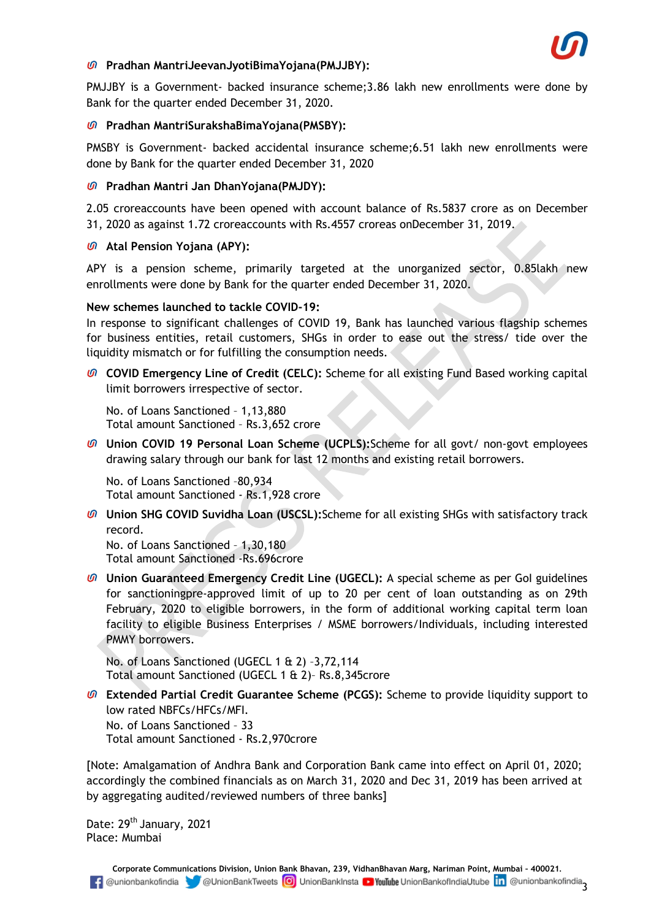### Pradhan MantriJeevanJyotiBimaYojana(PMJJBY):

PMJJBY is a Government- backed insurance scheme;3.86 lakh new enrollments were done by Bank for the quarter ended December 31, 2020.

### Pradhan MantriSurakshaBimaYojana(PMSBY):

PMSBY is Government- backed accidental insurance scheme;6.51 lakh new enrollments were done by Bank for the quarter ended December 31, 2020

### Pradhan Mantri Jan DhanYojana(PMJDY):

2.05 croreaccounts have been opened with account balance of Rs.5837 crore as on December 31, 2020 as against 1.72 croreaccounts with Rs.4557 croreas onDecember 31, 2019.

### Atal Pension Yojana (APY):

APY is a pension scheme, primarily targeted at the unorganized sector, 0.85lakh new enrollments were done by Bank for the quarter ended December 31, 2020.

**New schemes launched to tackle COVID-19:**

In response to significant challenges of COVID 19, Bank has launched various flagship schemes for business entities, retail customers, SHGs in order to ease out the stress/ tide over the liquidity mismatch or for fulfilling the consumption needs.

- **COVID Emergency Line of Credit (CELC):** Scheme for all existing Fund Based working capital limit borrowers irrespective of sector.

  No. of Loans Sanctioned – 1,13,880
  Total amount Sanctioned – Rs.3,652 crore

- **Union COVID 19 Personal Loan Scheme (UCPLS):**Scheme for all govt/ non-govt employees drawing salary through our bank for last 12 months and existing retail borrowers.

  No. of Loans Sanctioned –80,934
  Total amount Sanctioned - Rs.1,928 crore

- **Union SHG COVID Suvidha Loan (USCSL):**Scheme for all existing SHGs with satisfactory track record.
  No. of Loans Sanctioned – 1,30,180
  Total amount Sanctioned -Rs.696crore

- **Union Guaranteed Emergency Credit Line (UGECL):** A special scheme as per GoI guidelines for sanctioningpre-approved limit of up to 20 per cent of loan outstanding as on 29th February, 2020 to eligible borrowers, in the form of additional working capital term loan facility to eligible Business Enterprises / MSME borrowers/Individuals, including interested PMMY borrowers.

  No. of Loans Sanctioned (UGECL 1 & 2) –3,72,114
  Total amount Sanctioned (UGECL 1 & 2)– Rs.8,345crore

- **Extended Partial Credit Guarantee Scheme (PCGS):** Scheme to provide liquidity support to low rated NBFCs/HFCs/MFI.
  No. of Loans Sanctioned – 33
  Total amount Sanctioned - Rs.2,970crore

[Note: Amalgamation of Andhra Bank and Corporation Bank came into effect on April 01, 2020; accordingly the combined financials as on March 31, 2020 and Dec 31, 2019 has been arrived at by aggregating audited/reviewed numbers of three banks]

Date: 29th January, 2021
Place: Mumbai

Corporate Communications Division, Union Bank Bhavan, 239, VidhanBhavan Marg, Nariman Point, Mumbai - 400021.
@unionbankofindia @UnionBankTweets UnionBankInsta UnionBankofIndiaUtube @unionbankofindia